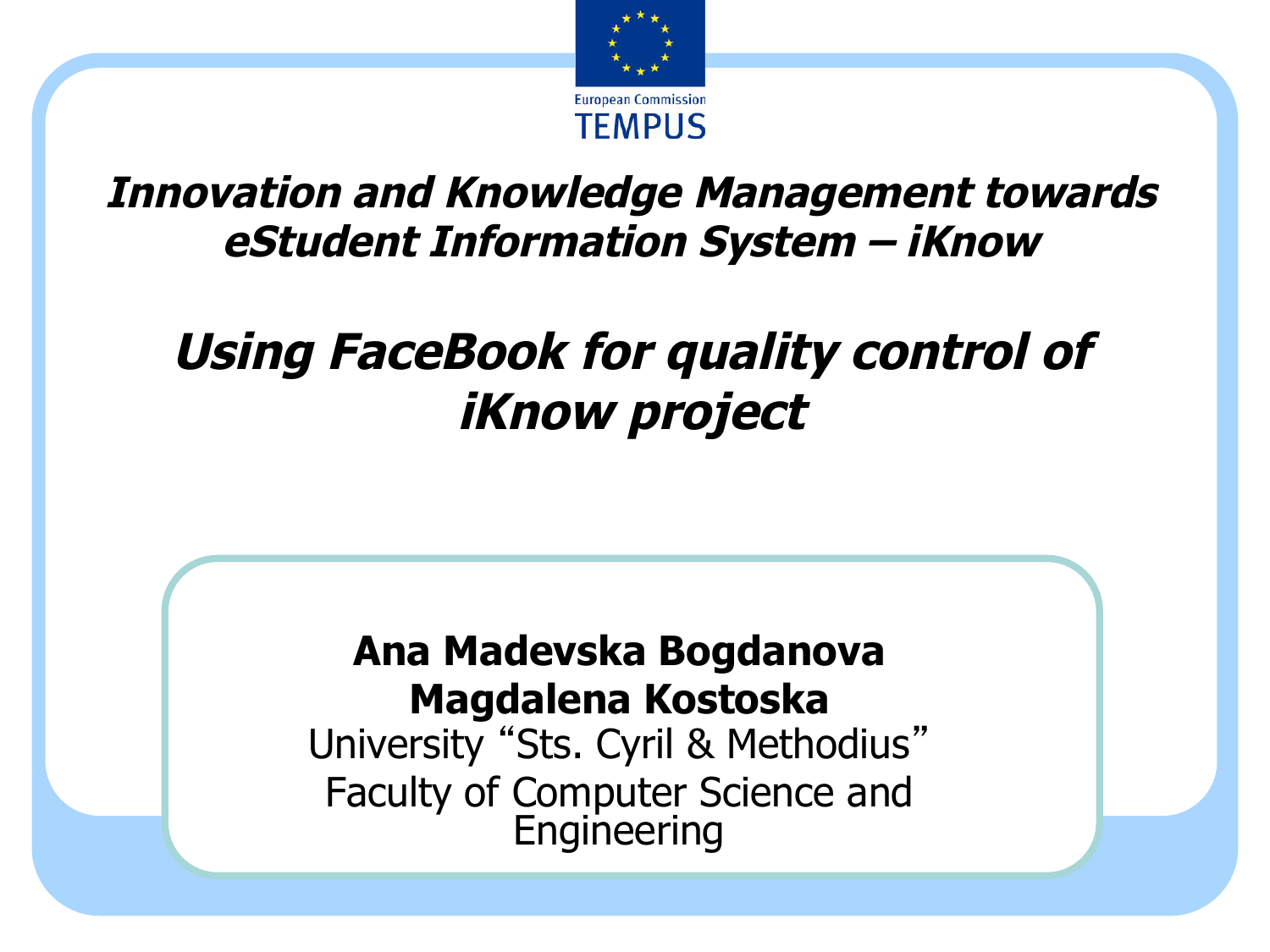European Commission TEMPUS

# *Innovation and Knowledge Management towards eStudent Information System – iKnow*

## *Using FaceBook for quality control of iKnow project*

**Ana Madevska Bogdanova**
**Magdalena Kostoska**
University “Sts. Cyril & Methodius”
Faculty of Computer Science and Engineering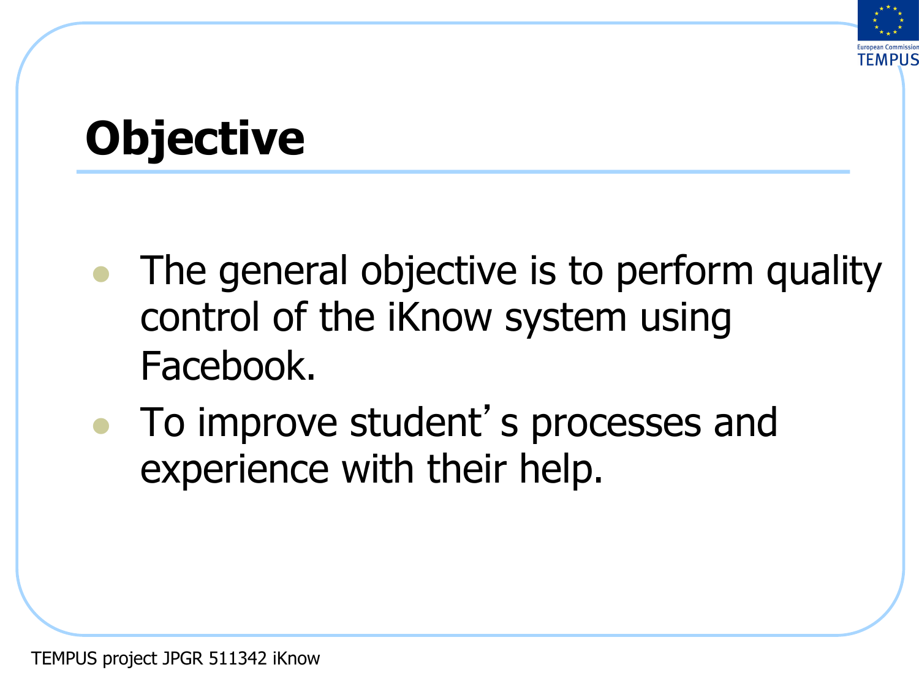# Objective

- The general objective is to perform quality control of the iKnow system using Facebook.
- To improve student's processes and experience with their help.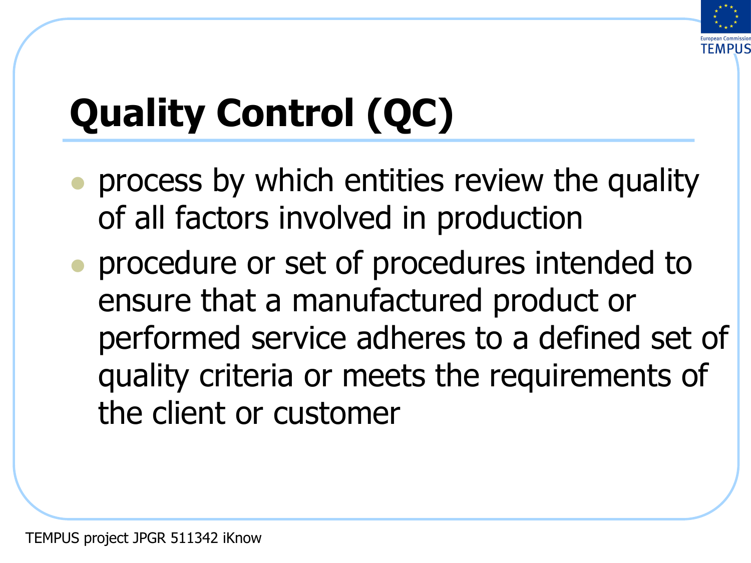# Quality Control (QC)

- process by which entities review the quality of all factors involved in production
- procedure or set of procedures intended to ensure that a manufactured product or performed service adheres to a defined set of quality criteria or meets the requirements of the client or customer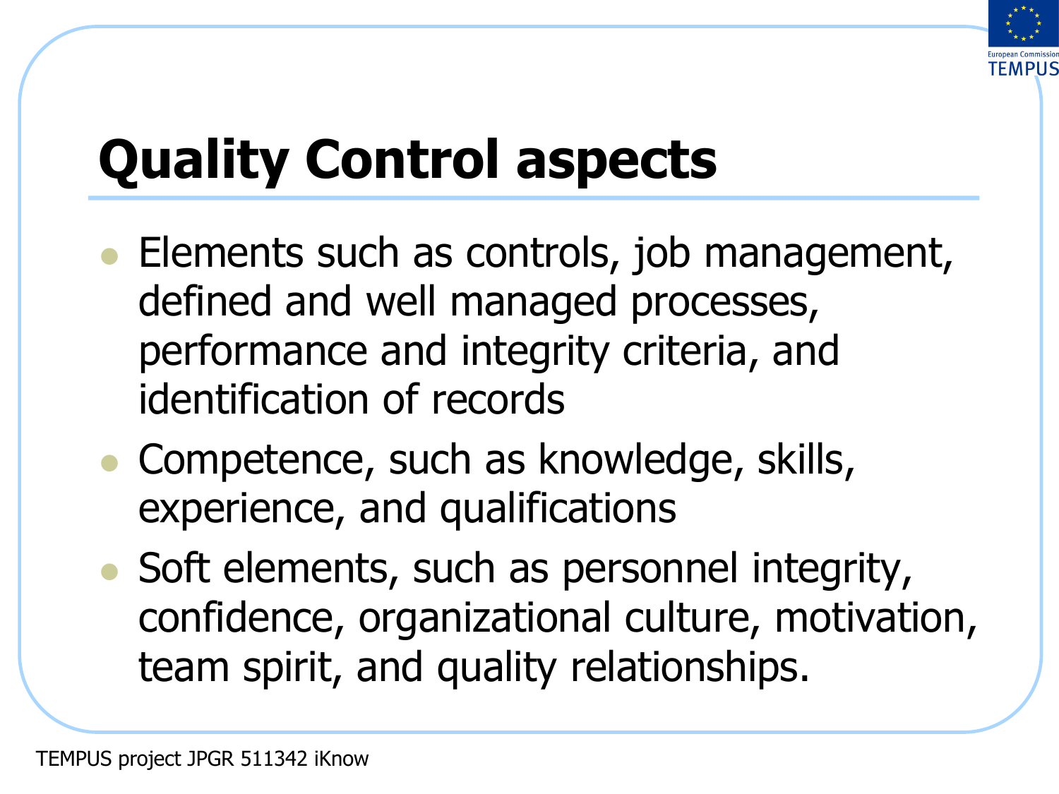# Quality Control aspects

- Elements such as controls, job management, defined and well managed processes, performance and integrity criteria, and identification of records
- Competence, such as knowledge, skills, experience, and qualifications
- Soft elements, such as personnel integrity, confidence, organizational culture, motivation, team spirit, and quality relationships.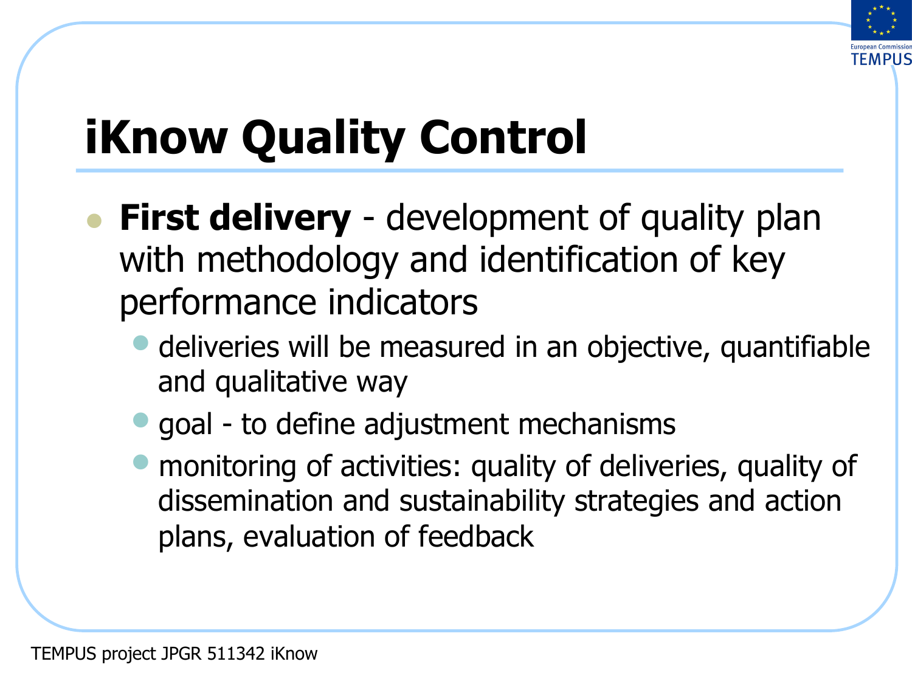# iKnow Quality Control

- **First delivery** - development of quality plan with methodology and identification of key performance indicators
  - deliveries will be measured in an objective, quantifiable and qualitative way
  - goal - to define adjustment mechanisms
  - monitoring of activities: quality of deliveries, quality of dissemination and sustainability strategies and action plans, evaluation of feedback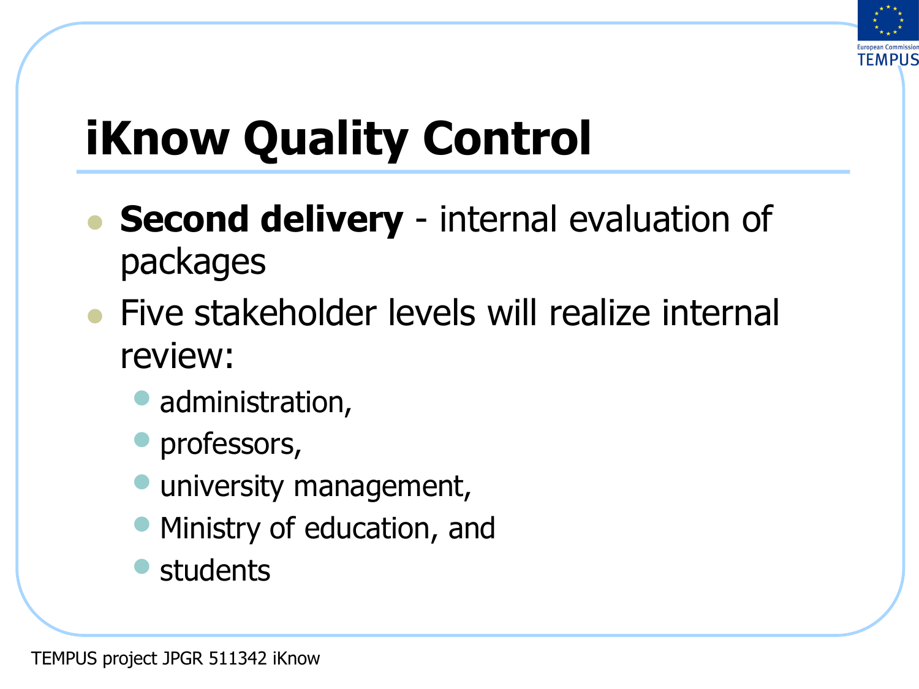# iKnow Quality Control

- **Second delivery** - internal evaluation of packages
- Five stakeholder levels will realize internal review:
  - administration,
  - professors,
  - university management,
  - Ministry of education, and
  - students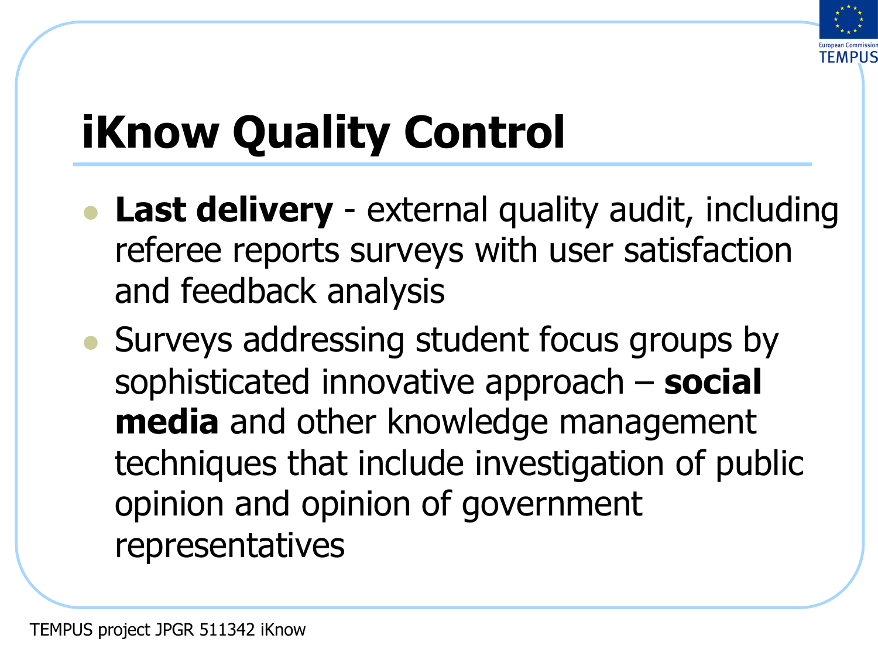# iKnow Quality Control

- **Last delivery** - external quality audit, including referee reports surveys with user satisfaction and feedback analysis
- Surveys addressing student focus groups by sophisticated innovative approach – **social media** and other knowledge management techniques that include investigation of public opinion and opinion of government representatives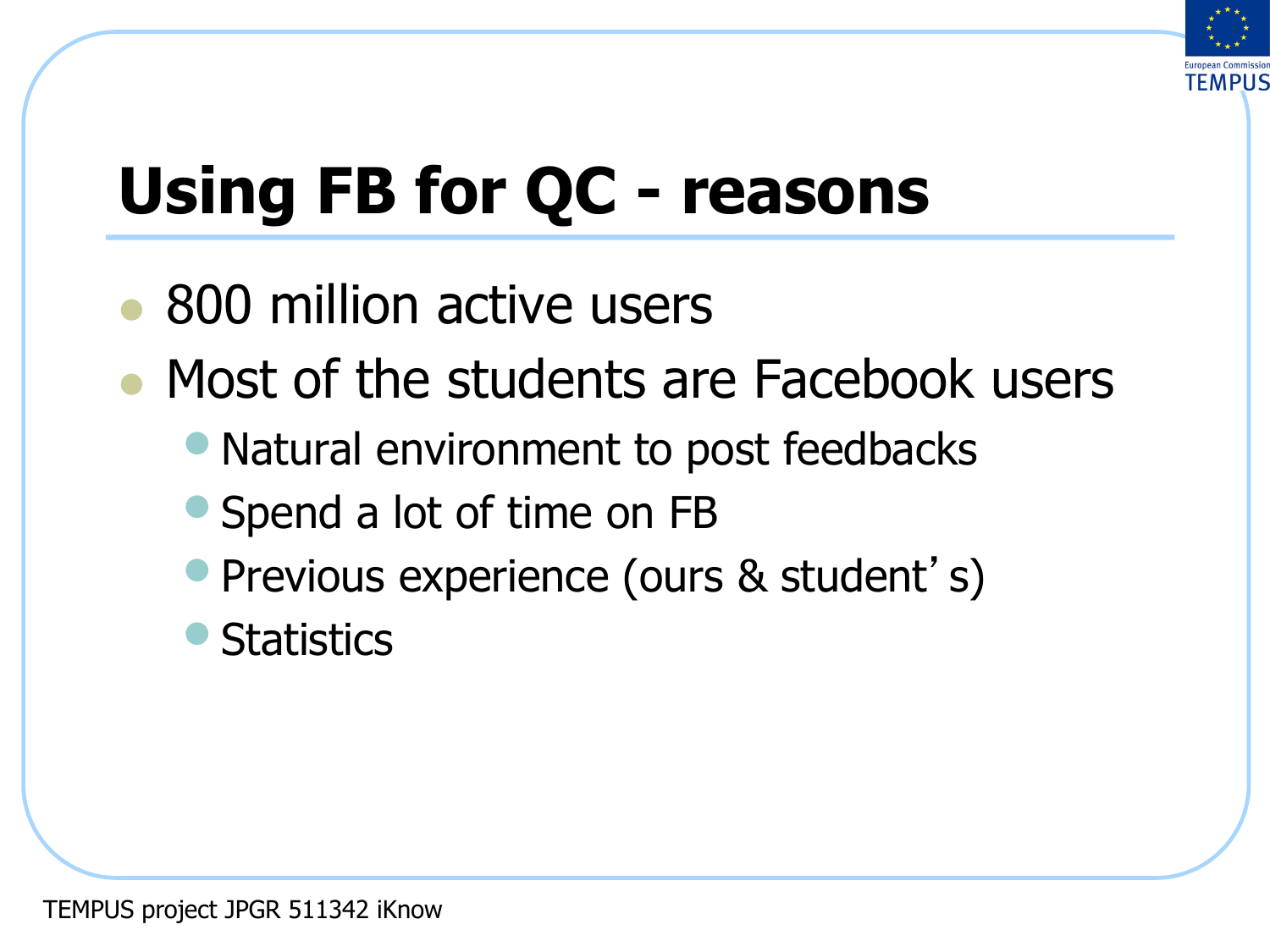# Using FB for QC - reasons

- 800 million active users
- Most of the students are Facebook users
  - Natural environment to post feedbacks
  - Spend a lot of time on FB
  - Previous experience (ours & student's)
  - Statistics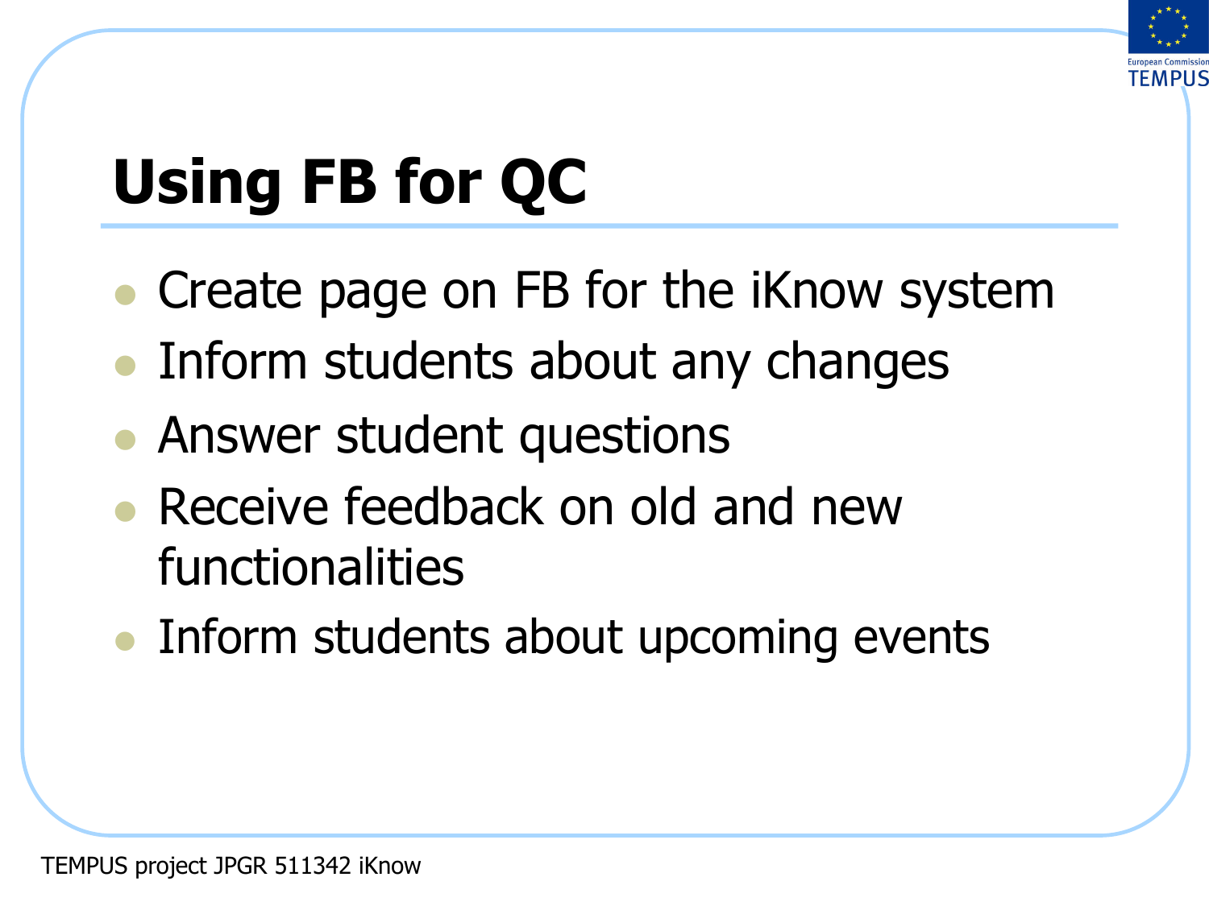# Using FB for QC

- Create page on FB for the iKnow system
- Inform students about any changes
- Answer student questions
- Receive feedback on old and new functionalities
- Inform students about upcoming events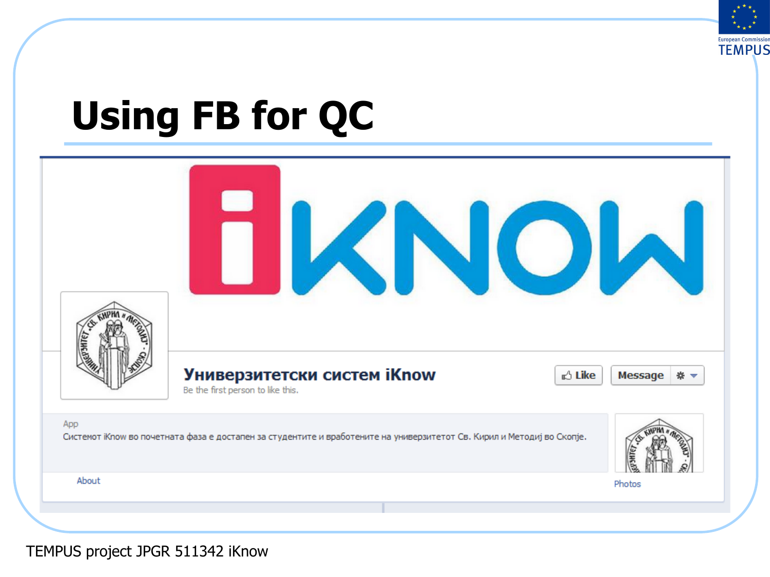# Using FB for QC

iKNOW

Универзитетски систем iKnow

Be the first person to like this.

Like | Message

App

Системот iKnow во почетната фаза е достапен за студентите и вработените на универзитетот Св. Кирил и Методиј во Скопје.

About

Photos

TEMPUS project JPGR 511342 iKnow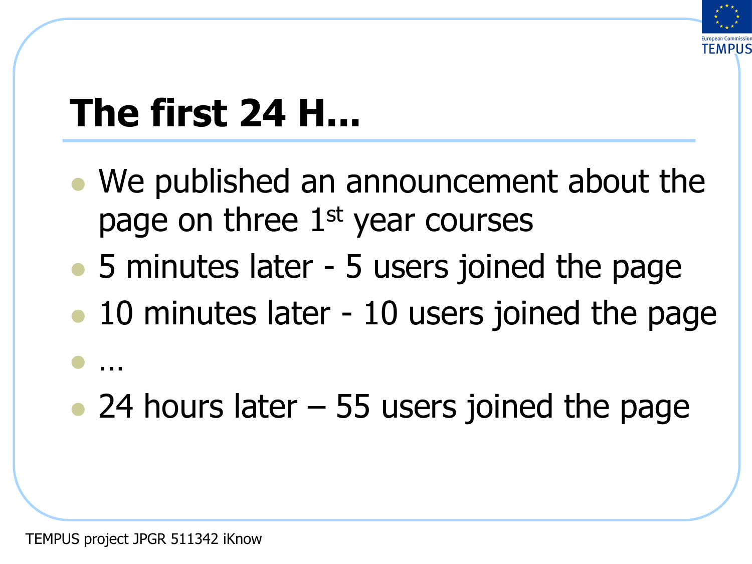# The first 24 H…

- We published an announcement about the page on three 1st year courses
- 5 minutes later - 5 users joined the page
- 10 minutes later - 10 users joined the page
- …
- 24 hours later – 55 users joined the page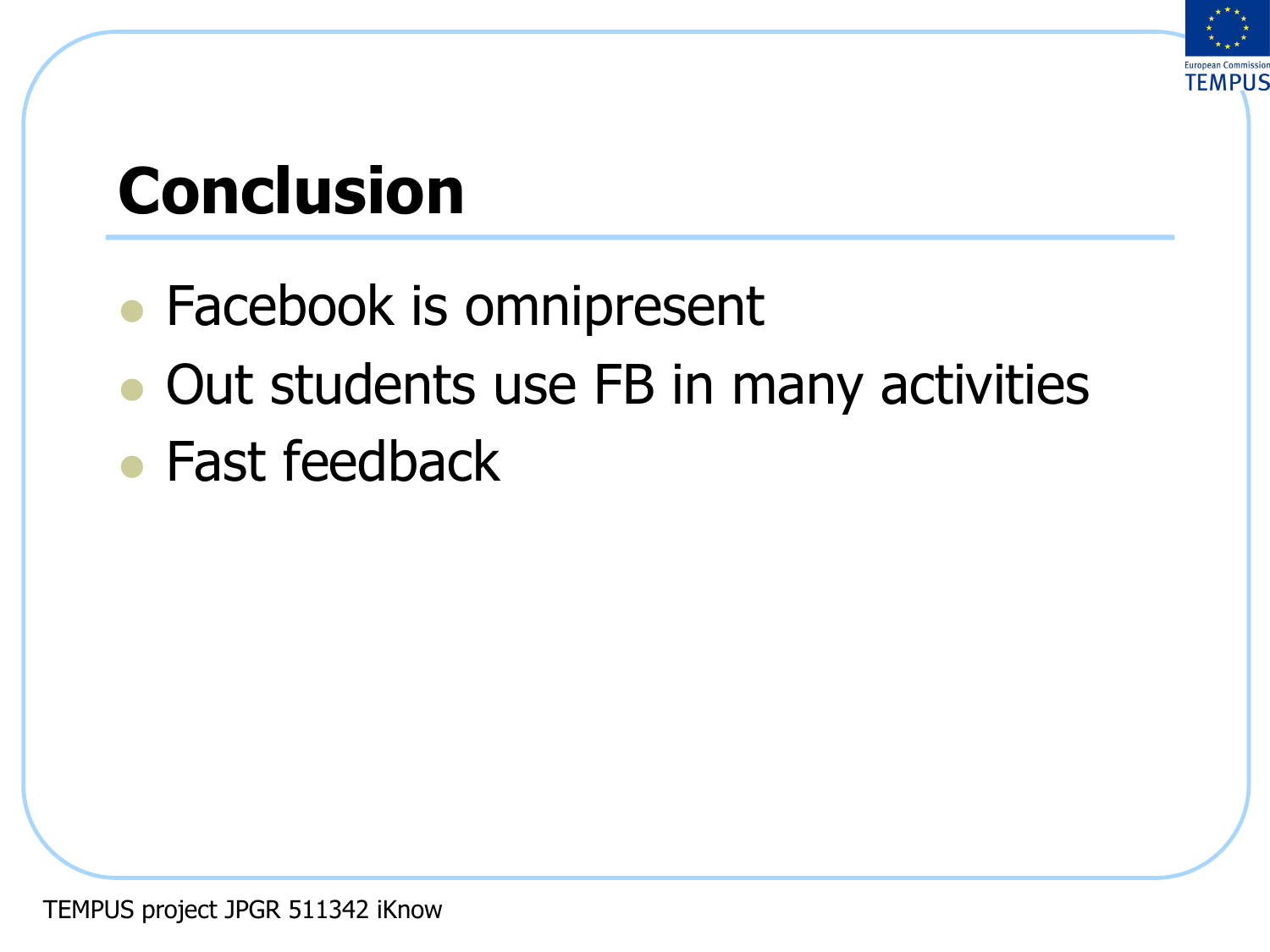# Conclusion

- Facebook is omnipresent
- Out students use FB in many activities
- Fast feedback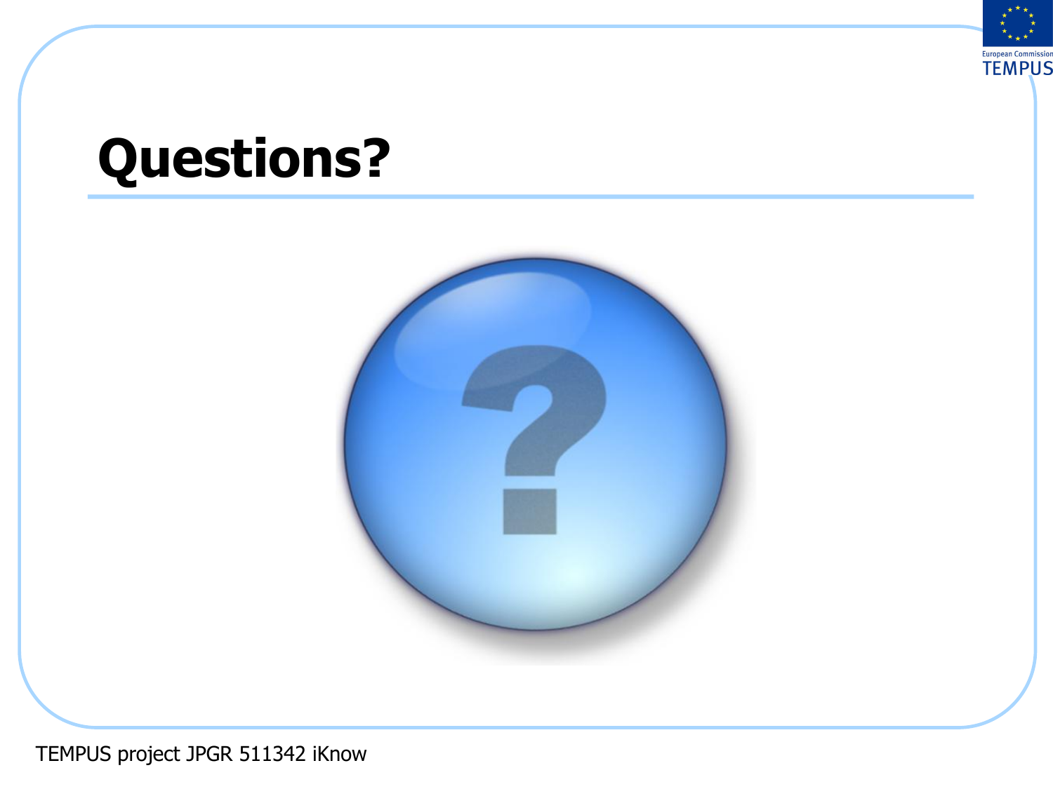# Questions?